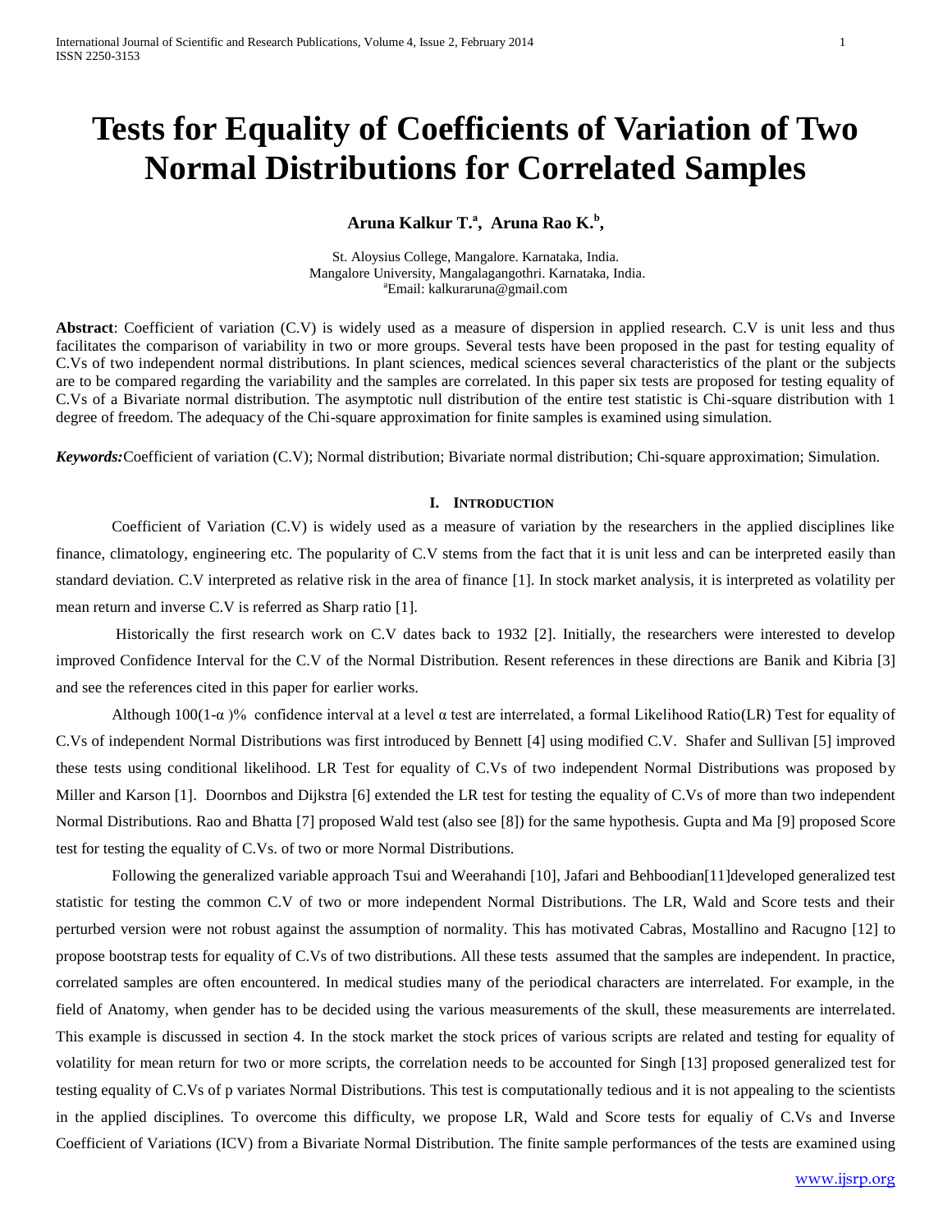# Tests for Equality of Coefficients of Variation of Two Normal Distributions for Correlated Samples

**Aruna Kalkur T.[a], Aruna Rao K.[b],**

St. Aloysius College, Mangalore. Karnataka, India.
Mangalore University, Mangalagangothri. Karnataka, India.
[a]Email: kalkuraruna@gmail.com

**Abstract**: Coefficient of variation (C.V) is widely used as a measure of dispersion in applied research. C.V is unit less and thus facilitates the comparison of variability in two or more groups. Several tests have been proposed in the past for testing equality of C.Vs of two independent normal distributions. In plant sciences, medical sciences several characteristics of the plant or the subjects are to be compared regarding the variability and the samples are correlated. In this paper six tests are proposed for testing equality of C.Vs of a Bivariate normal distribution. The asymptotic null distribution of the entire test statistic is Chi-square distribution with 1 degree of freedom. The adequacy of the Chi-square approximation for finite samples is examined using simulation.

***Keywords:***Coefficient of variation (C.V); Normal distribution; Bivariate normal distribution; Chi-square approximation; Simulation.

## I. Introduction

Coefficient of Variation (C.V) is widely used as a measure of variation by the researchers in the applied disciplines like finance, climatology, engineering etc. The popularity of C.V stems from the fact that it is unit less and can be interpreted easily than standard deviation. C.V interpreted as relative risk in the area of finance [1]. In stock market analysis, it is interpreted as volatility per mean return and inverse C.V is referred as Sharp ratio [1].

Historically the first research work on C.V dates back to 1932 [2]. Initially, the researchers were interested to develop improved Confidence Interval for the C.V of the Normal Distribution. Resent references in these directions are Banik and Kibria [3] and see the references cited in this paper for earlier works.

Although $100(1-\alpha)\%$ confidence interval at a level $\alpha$ test are interrelated, a formal Likelihood Ratio(LR) Test for equality of C.Vs of independent Normal Distributions was first introduced by Bennett [4] using modified C.V. Shafer and Sullivan [5] improved these tests using conditional likelihood. LR Test for equality of C.Vs of two independent Normal Distributions was proposed by Miller and Karson [1]. Doornbos and Dijkstra [6] extended the LR test for testing the equality of C.Vs of more than two independent Normal Distributions. Rao and Bhatta [7] proposed Wald test (also see [8]) for the same hypothesis. Gupta and Ma [9] proposed Score test for testing the equality of C.Vs. of two or more Normal Distributions.

Following the generalized variable approach Tsui and Weerahandi [10], Jafari and Behboodian[11]developed generalized test statistic for testing the common C.V of two or more independent Normal Distributions. The LR, Wald and Score tests and their perturbed version were not robust against the assumption of normality. This has motivated Cabras, Mostallino and Racugno [12] to propose bootstrap tests for equality of C.Vs of two distributions. All these tests assumed that the samples are independent. In practice, correlated samples are often encountered. In medical studies many of the periodical characters are interrelated. For example, in the field of Anatomy, when gender has to be decided using the various measurements of the skull, these measurements are interrelated. This example is discussed in section 4. In the stock market the stock prices of various scripts are related and testing for equality of volatility for mean return for two or more scripts, the correlation needs to be accounted for Singh [13] proposed generalized test for testing equality of C.Vs of p variates Normal Distributions. This test is computationally tedious and it is not appealing to the scientists in the applied disciplines. To overcome this difficulty, we propose LR, Wald and Score tests for equaliy of C.Vs and Inverse Coefficient of Variations (ICV) from a Bivariate Normal Distribution. The finite sample performances of the tests are examined using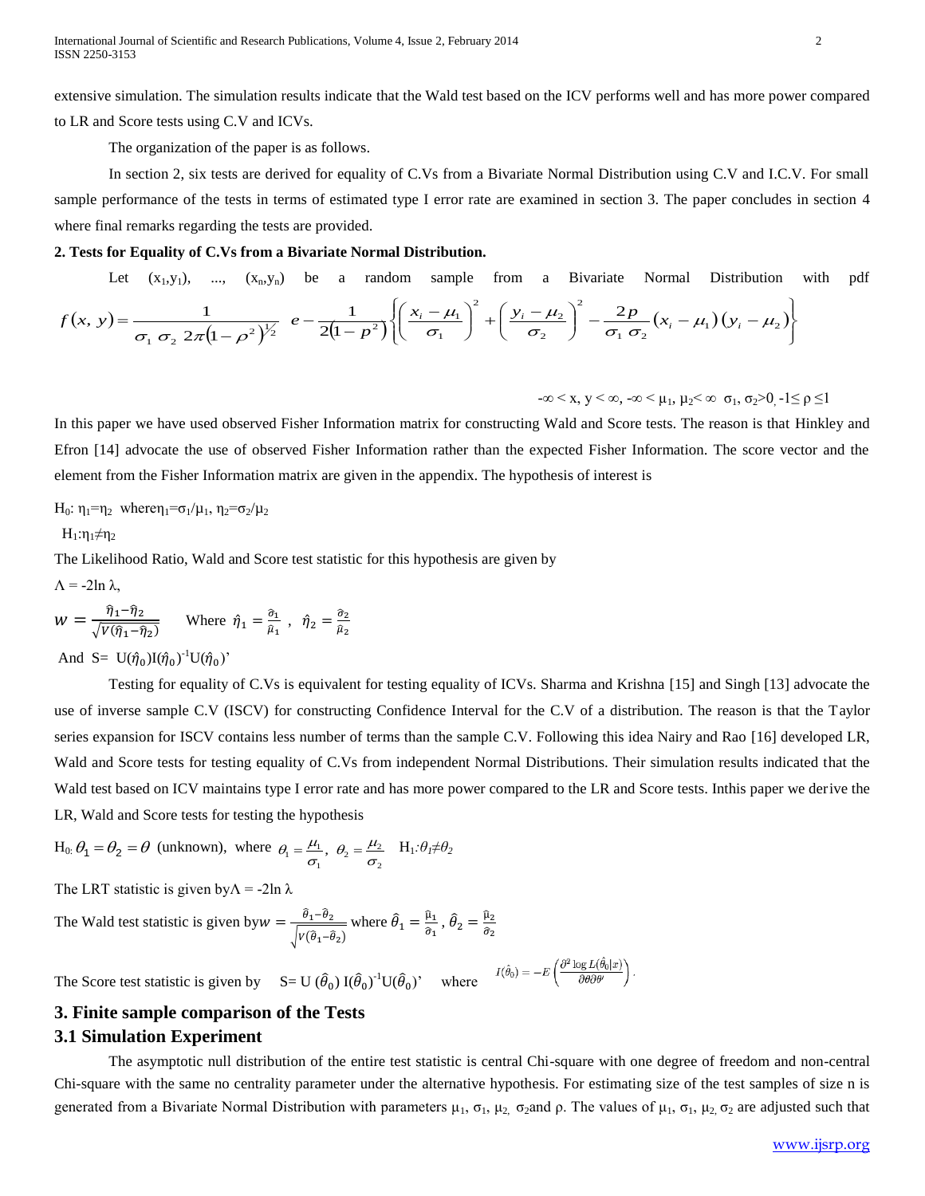extensive simulation. The simulation results indicate that the Wald test based on the ICV performs well and has more power compared to LR and Score tests using C.V and ICVs.

The organization of the paper is as follows.

In section 2, six tests are derived for equality of C.Vs from a Bivariate Normal Distribution using C.V and I.C.V. For small sample performance of the tests in terms of estimated type I error rate are examined in section 3. The paper concludes in section 4 where final remarks regarding the tests are provided.

**2. Tests for Equality of C.Vs from a Bivariate Normal Distribution.**

Let $(x_1,y_1)$, ..., $(x_n,y_n)$ be a random sample from a Bivariate Normal Distribution with pdf

$$f(x, y) = \frac{1}{\sigma_1 \sigma_2 2\pi(1-\rho^2)^{1/2}} \; e - \frac{1}{2(1-p^2)}\left\{\left(\frac{x_i-\mu_1}{\sigma_1}\right)^2 + \left(\frac{y_i-\mu_2}{\sigma_2}\right)^2 - \frac{2p}{\sigma_1 \sigma_2}(x_i-\mu_1)(y_i-\mu_2)\right\}$$

$-\infty < x, y < \infty$, $-\infty < \mu_1, \mu_2 < \infty$ $\sigma_1, \sigma_2 > 0$, $-1 \leq \rho \leq 1$

In this paper we have used observed Fisher Information matrix for constructing Wald and Score tests. The reason is that Hinkley and Efron [14] advocate the use of observed Fisher Information rather than the expected Fisher Information. The score vector and the element from the Fisher Information matrix are given in the appendix. The hypothesis of interest is

$H_0$: $\eta_1=\eta_2$ where $\eta_1=\sigma_1/\mu_1$, $\eta_2=\sigma_2/\mu_2$

$H_1$: $\eta_1 \neq \eta_2$

The Likelihood Ratio, Wald and Score test statistic for this hypothesis are given by

$\Lambda = -2\ln \lambda$,

$w = \frac{\hat{\eta}_1-\hat{\eta}_2}{\sqrt{V(\hat{\eta}_1-\hat{\eta}_2)}}$ Where $\hat{\eta}_1 = \frac{\hat{\sigma}_1}{\hat{\mu}_1}$ , $\hat{\eta}_2 = \frac{\hat{\sigma}_2}{\hat{\mu}_2}$

And $S= U(\hat{\eta}_0)I(\hat{\eta}_0)^{-1}U(\hat{\eta}_0)'$

Testing for equality of C.Vs is equivalent for testing equality of ICVs. Sharma and Krishna [15] and Singh [13] advocate the use of inverse sample C.V (ISCV) for constructing Confidence Interval for the C.V of a distribution. The reason is that the Taylor series expansion for ISCV contains less number of terms than the sample C.V. Following this idea Nairy and Rao [16] developed LR, Wald and Score tests for testing equality of C.Vs from independent Normal Distributions. Their simulation results indicated that the Wald test based on ICV maintains type I error rate and has more power compared to the LR and Score tests. Inthis paper we derive the LR, Wald and Score tests for testing the hypothesis

$H_0$: $\theta_1 = \theta_2 = \theta$ (unknown), where $\theta_1 = \frac{\mu_1}{\sigma_1}$, $\theta_2 = \frac{\mu_2}{\sigma_2}$ $H_1$: $\theta_1 \neq \theta_2$

The LRT statistic is given by $\Lambda = -2\ln \lambda$

The Wald test statistic is given by $w = \frac{\hat{\theta}_1-\hat{\theta}_2}{\sqrt{V(\hat{\theta}_1-\hat{\theta}_2)}}$ where $\hat{\theta}_1 = \frac{\hat{\mu}_1}{\hat{\sigma}_1}$ , $\hat{\theta}_2 = \frac{\hat{\mu}_2}{\hat{\sigma}_2}$

The Score test statistic is given by $S= U(\hat{\theta}_0)\, I(\hat{\theta}_0)^{-1}U(\hat{\theta}_0)'$ where $I(\hat{\theta}_0) = -E\left(\frac{\partial^2 \log L(\hat{\theta}_0|x)}{\partial\theta\partial\theta'}\right)$.

## 3. Finite sample comparison of the Tests

### 3.1 Simulation Experiment

The asymptotic null distribution of the entire test statistic is central Chi-square with one degree of freedom and non-central Chi-square with the same no centrality parameter under the alternative hypothesis. For estimating size of the test samples of size n is generated from a Bivariate Normal Distribution with parameters $\mu_1$, $\sigma_1$, $\mu_2$, $\sigma_2$ and $\rho$. The values of $\mu_1$, $\sigma_1$, $\mu_2$, $\sigma_2$ are adjusted such that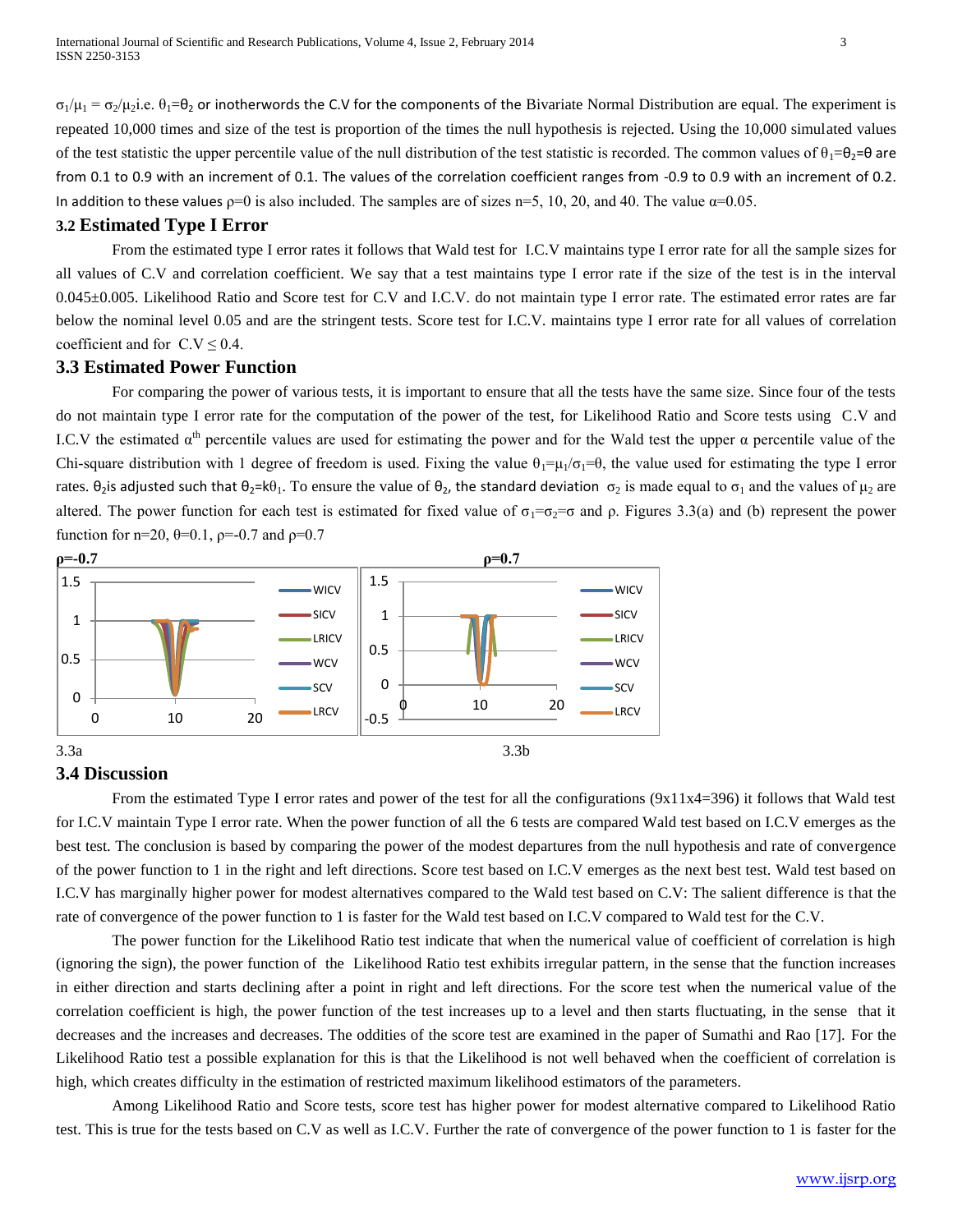$\sigma_1/\mu_1 = \sigma_2/\mu_2$ i.e. $\theta_1=\theta_2$ or inotherwords the C.V for the components of the Bivariate Normal Distribution are equal. The experiment is repeated 10,000 times and size of the test is proportion of the times the null hypothesis is rejected. Using the 10,000 simulated values of the test statistic the upper percentile value of the null distribution of the test statistic is recorded. The common values of $\theta_1=\theta_2=\theta$ are from 0.1 to 0.9 with an increment of 0.1. The values of the correlation coefficient ranges from -0.9 to 0.9 with an increment of 0.2. In addition to these values $\rho=0$ is also included. The samples are of sizes n=5, 10, 20, and 40. The value $\alpha=0.05$.

### 3.2 Estimated Type I Error

From the estimated type I error rates it follows that Wald test for I.C.V maintains type I error rate for all the sample sizes for all values of C.V and correlation coefficient. We say that a test maintains type I error rate if the size of the test is in the interval $0.045\pm0.005$. Likelihood Ratio and Score test for C.V and I.C.V. do not maintain type I error rate. The estimated error rates are far below the nominal level 0.05 and are the stringent tests. Score test for I.C.V. maintains type I error rate for all values of correlation coefficient and for $\text{C.V} \leq 0.4$.

### 3.3 Estimated Power Function

For comparing the power of various tests, it is important to ensure that all the tests have the same size. Since four of the tests do not maintain type I error rate for the computation of the power of the test, for Likelihood Ratio and Score tests using C.V and I.C.V the estimated $\alpha^{th}$ percentile values are used for estimating the power and for the Wald test the upper $\alpha$ percentile value of the Chi-square distribution with 1 degree of freedom is used. Fixing the value $\theta_1=\mu_1/\sigma_1=\theta$, the value used for estimating the type I error rates. $\theta_2$ is adjusted such that $\theta_2=k\theta_1$. To ensure the value of $\theta_2$, the standard deviation $\sigma_2$ is made equal to $\sigma_1$ and the values of $\mu_2$ are altered. The power function for each test is estimated for fixed value of $\sigma_1=\sigma_2=\sigma$ and $\rho$. Figures 3.3(a) and (b) represent the power function for n=20, $\theta=0.1$, $\rho=-0.7$ and $\rho=0.7$

3.3a

3.3b

### 3.4 Discussion

From the estimated Type I error rates and power of the test for all the configurations (9x11x4=396) it follows that Wald test for I.C.V maintain Type I error rate. When the power function of all the 6 tests are compared Wald test based on I.C.V emerges as the best test. The conclusion is based by comparing the power of the modest departures from the null hypothesis and rate of convergence of the power function to 1 in the right and left directions. Score test based on I.C.V emerges as the next best test. Wald test based on I.C.V has marginally higher power for modest alternatives compared to the Wald test based on C.V: The salient difference is that the rate of convergence of the power function to 1 is faster for the Wald test based on I.C.V compared to Wald test for the C.V.

The power function for the Likelihood Ratio test indicate that when the numerical value of coefficient of correlation is high (ignoring the sign), the power function of the Likelihood Ratio test exhibits irregular pattern, in the sense that the function increases in either direction and starts declining after a point in right and left directions. For the score test when the numerical value of the correlation coefficient is high, the power function of the test increases up to a level and then starts fluctuating, in the sense that it decreases and the increases and decreases. The oddities of the score test are examined in the paper of Sumathi and Rao [17]. For the Likelihood Ratio test a possible explanation for this is that the Likelihood is not well behaved when the coefficient of correlation is high, which creates difficulty in the estimation of restricted maximum likelihood estimators of the parameters.

Among Likelihood Ratio and Score tests, score test has higher power for modest alternative compared to Likelihood Ratio test. This is true for the tests based on C.V as well as I.C.V. Further the rate of convergence of the power function to 1 is faster for the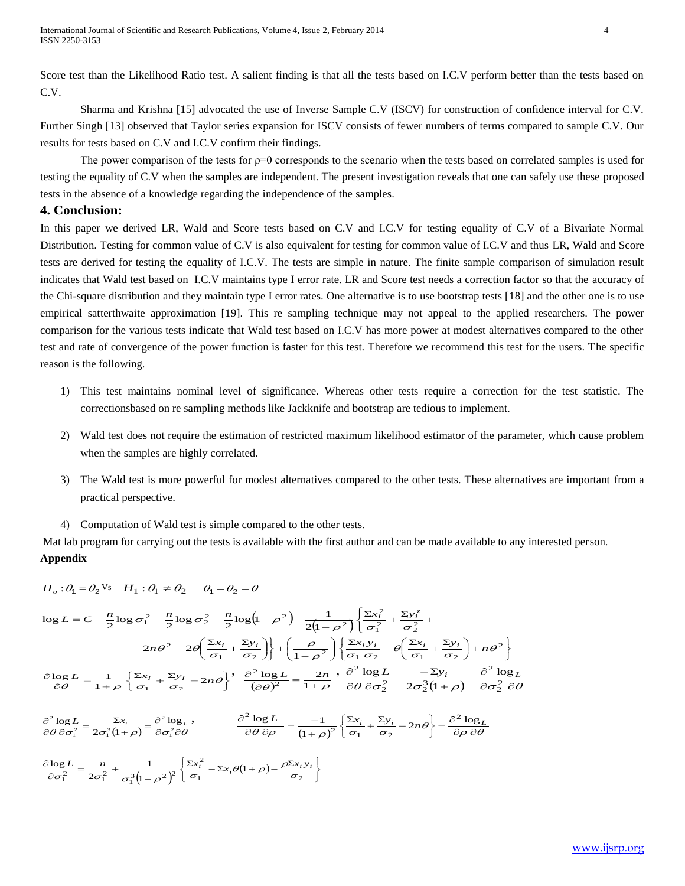Score test than the Likelihood Ratio test. A salient finding is that all the tests based on I.C.V perform better than the tests based on C.V.

Sharma and Krishna [15] advocated the use of Inverse Sample C.V (ISCV) for construction of confidence interval for C.V. Further Singh [13] observed that Taylor series expansion for ISCV consists of fewer numbers of terms compared to sample C.V. Our results for tests based on C.V and I.C.V confirm their findings.

The power comparison of the tests for $\rho=0$ corresponds to the scenario when the tests based on correlated samples is used for testing the equality of C.V when the samples are independent. The present investigation reveals that one can safely use these proposed tests in the absence of a knowledge regarding the independence of the samples.

## 4. Conclusion:

In this paper we derived LR, Wald and Score tests based on C.V and I.C.V for testing equality of C.V of a Bivariate Normal Distribution. Testing for common value of C.V is also equivalent for testing for common value of I.C.V and thus LR, Wald and Score tests are derived for testing the equality of I.C.V. The tests are simple in nature. The finite sample comparison of simulation result indicates that Wald test based on I.C.V maintains type I error rate. LR and Score test needs a correction factor so that the accuracy of the Chi-square distribution and they maintain type I error rates. One alternative is to use bootstrap tests [18] and the other one is to use empirical satterthwaite approximation [19]. This re sampling technique may not appeal to the applied researchers. The power comparison for the various tests indicate that Wald test based on I.C.V has more power at modest alternatives compared to the other test and rate of convergence of the power function is faster for this test. Therefore we recommend this test for the users. The specific reason is the following.

1) This test maintains nominal level of significance. Whereas other tests require a correction for the test statistic. The correctionsbased on re sampling methods like Jackknife and bootstrap are tedious to implement.

2) Wald test does not require the estimation of restricted maximum likelihood estimator of the parameter, which cause problem when the samples are highly correlated.

3) The Wald test is more powerful for modest alternatives compared to the other tests. These alternatives are important from a practical perspective.

4) Computation of Wald test is simple compared to the other tests.

Mat lab program for carrying out the tests is available with the first author and can be made available to any interested person.

**Appendix**

$$H_o:\theta_1=\theta_2 \text{ Vs } \quad H_1:\theta_1\neq\theta_2 \quad \theta_1=\theta_2=\theta$$

$$\log L = C-\frac{n}{2}\log\sigma_1^2-\frac{n}{2}\log\sigma_2^2-\frac{n}{2}\log\left(1-\rho^2\right)-\frac{1}{2\left(1-\rho^2\right)}\left\{\frac{\Sigma x_i^2}{\sigma_1^2}+\frac{\Sigma y_i^z}{\sigma_2^2}+2n\theta^2-2\theta\left(\frac{\Sigma x_i}{\sigma_1}+\frac{\Sigma y_i}{\sigma_2}\right)\right\}+\left(\frac{\rho}{1-\rho^2}\right)\left\{\frac{\Sigma x_i y_i}{\sigma_1\,\sigma_2}-\theta\left(\frac{\Sigma x_i}{\sigma_1}+\frac{\Sigma y_i}{\sigma_2}\right)+n\theta^2\right\}$$

$$\frac{\partial\log L}{\partial\theta}=\frac{1}{1+\rho}\left\{\frac{\Sigma x_i}{\sigma_1}+\frac{\Sigma y_i}{\sigma_2}-2n\theta\right\},\quad \frac{\partial^2\log L}{(\partial\theta)^2}=\frac{-2n}{1+\rho},\quad \frac{\partial^2\log L}{\partial\theta\,\partial\sigma_2^2}=\frac{-\Sigma y_i}{2\sigma_2^3(1+\rho)}=\frac{\partial^2\log_L}{\partial\sigma_2^2\,\partial\theta}$$

$$\frac{\partial^2\log L}{\partial\theta\,\partial\sigma_1^2}=\frac{-\Sigma x_i}{2\sigma_1^3(1+\rho)}=\frac{\partial^2\log_L}{\partial\sigma_1^2\partial\theta},\qquad \frac{\partial^2\log L}{\partial\theta\,\partial\rho}=\frac{-1}{(1+\rho)^2}\left\{\frac{\Sigma x_i}{\sigma_1}+\frac{\Sigma y_i}{\sigma_2}-2n\theta\right\}=\frac{\partial^2\log_L}{\partial\rho\,\partial\theta}$$

$$\frac{\partial\log L}{\partial\sigma_1^2}=\frac{-n}{2\sigma_1^2}+\frac{1}{\sigma_1^3\left(1-\rho^2\right)^2}\left\{\frac{\Sigma x_i^2}{\sigma_1}-\Sigma x_i\theta(1+\rho)-\frac{\rho\Sigma x_i y_i}{\sigma_2}\right\}$$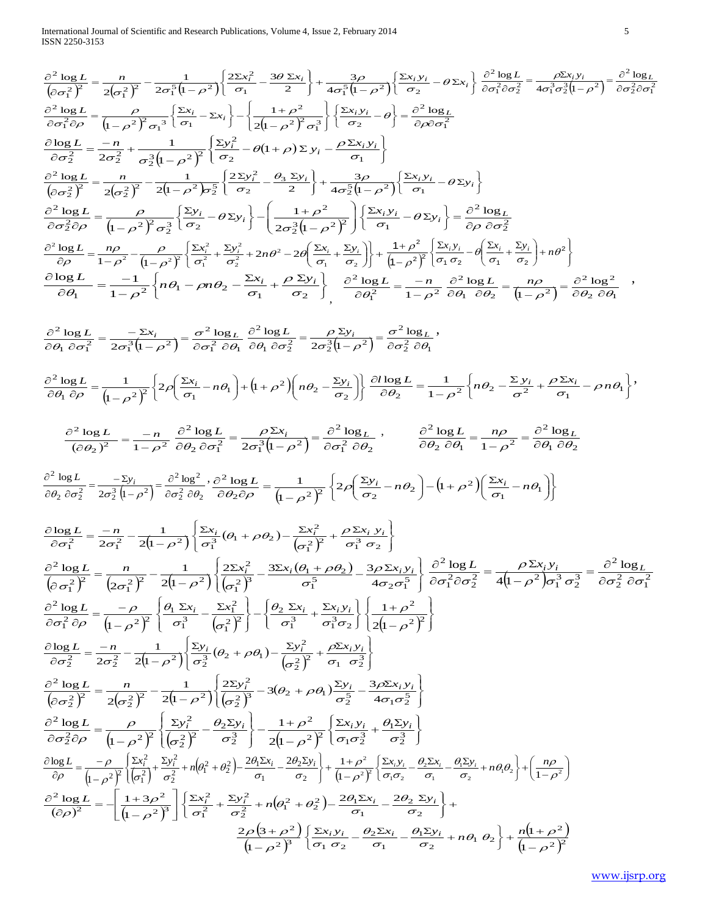$$\frac{\partial^2 \log L}{\left(\partial\sigma_1^2\right)^2} = \frac{n}{2\left(\sigma_1^2\right)^2} - \frac{1}{2\sigma_1^5\left(1-\rho^2\right)}\left\{\frac{2\Sigma x_i^2}{\sigma_1} - \frac{3\theta\,\Sigma x_i}{2}\right\} + \frac{3\rho}{4\sigma_1^5\left(1-\rho^2\right)}\left\{\frac{\Sigma x_i y_i}{\sigma_2} - \theta\,\Sigma x_i\right\} \quad \frac{\partial^2 \log L}{\partial\sigma_1^2\partial\sigma_2^2} = \frac{\rho\Sigma x_i y_i}{4\sigma_1^3\sigma_2^3\left(1-\rho^2\right)} = \frac{\partial^2 \log_L}{\partial\sigma_2^2\partial\sigma_1^2}$$

$$\frac{\partial^2 \log L}{\partial\sigma_1^2\partial\rho} = \frac{\rho}{\left(1-\rho^2\right)^2\sigma_1^3}\left\{\frac{\Sigma x_i}{\sigma_1} - \Sigma x_i\right\} - \left\{\frac{1+\rho^2}{2\left(1-\rho^2\right)^2\sigma_1^3}\right\}\left\{\frac{\Sigma x_i y_i}{\sigma_2} - \theta\right\} = \frac{\partial^2 \log_L}{\partial\rho\partial\sigma_1^2}$$

$$\frac{\partial \log L}{\partial\sigma_2^2} = \frac{-n}{2\sigma_2^2} + \frac{1}{\sigma_2^3\left(1-\rho^2\right)^2}\left\{\frac{\Sigma y_i^2}{\sigma_2} - \theta(1+\rho)\,\Sigma\, y_i - \frac{\rho\,\Sigma x_i y_i}{\sigma_1}\right\}$$

$$\frac{\partial^2 \log L}{\left(\partial\sigma_2^2\right)^2} = \frac{n}{2\left(\sigma_2^2\right)^2} - \frac{1}{2\left(1-\rho^2\right)\sigma_2^5}\left\{\frac{2\,\Sigma y_i^2}{\sigma_2} - \frac{\theta_3\,\Sigma y_i}{2}\right\} + \frac{3\rho}{4\sigma_2^5\left(1-\rho^2\right)}\left\{\frac{\Sigma x_i y_i}{\sigma_1} - \theta\,\Sigma y_i\right\}$$

$$\frac{\partial^2 \log L}{\partial\sigma_2^2\partial\rho} = \frac{\rho}{\left(1-\rho^2\right)^2\sigma_2^3}\left\{\frac{\Sigma y_i}{\sigma_2} - \theta\,\Sigma y_i\right\} - \left(\frac{1+\rho^2}{2\sigma_2^3\left(1-\rho^2\right)^2}\right)\left\{\frac{\Sigma x_i y_i}{\sigma_1} - \theta\,\Sigma y_i\right\} = \frac{\partial^2 \log_L}{\partial\rho\;\partial\sigma_2^2}$$

$$\frac{\partial^2 \log L}{\partial\rho} = \frac{n\rho}{1-\rho^2} - \frac{\rho}{\left(1-\rho^2\right)^2}\left\{\frac{\Sigma x_i^2}{\sigma_1^2} + \frac{\Sigma y_i^2}{\sigma_2^2} + 2n\theta^2 - 2\theta\left(\frac{\Sigma x_i}{\sigma_1} + \frac{\Sigma y_i}{\sigma_2}\right)\right\} + \frac{1+\rho^2}{\left(1-\rho^2\right)^2}\left\{\frac{\Sigma x_i y_i}{\sigma_1\,\sigma_2} - \theta\left(\frac{\Sigma x_i}{\sigma_1} + \frac{\Sigma y_i}{\sigma_2}\right) + n\theta^2\right\}$$

$$\frac{\partial \log L}{\partial\theta_1} = \frac{-1}{1-\rho^2}\left\{n\theta_1 - \rho n\theta_2 - \frac{\Sigma x_i}{\sigma_1} + \frac{\rho\,\Sigma y_i}{\sigma_2}\right\}, \quad \frac{\partial^2 \log L}{\partial\theta_1^2} = \frac{-n}{1-\rho^2}\;\; \frac{\partial^2 \log L}{\partial\theta_1\;\partial\theta_2} = \frac{n\rho}{\left(1-\rho^2\right)} = \frac{\partial^2 \log^2}{\partial\theta_2\;\partial\theta_1},$$

$$\frac{\partial^2 \log L}{\partial\theta_1\;\partial\sigma_1^2} = \frac{-\,\Sigma x_i}{2\sigma_1^3\left(1-\rho^2\right)} = \frac{\sigma^2 \log_L}{\partial\sigma_1^2\;\partial\theta_1}\;\; \frac{\partial^2 \log L}{\partial\theta_1\;\partial\sigma_2^2} = \frac{\rho\,\Sigma y_i}{2\sigma_2^3\left(1-\rho^2\right)} = \frac{\sigma^2 \log_L}{\partial\sigma_2^2\;\partial\theta_1},$$

$$\frac{\partial^2 \log L}{\partial\theta_1\;\partial\rho} = \frac{1}{\left(1-\rho^2\right)^2}\left\{2\rho\left(\frac{\Sigma x_i}{\sigma_1} - n\theta_1\right) + \left(1+\rho^2\right)\left(n\theta_2 - \frac{\Sigma y_i}{\sigma_2}\right)\right\}\;\; \frac{\partial l \log L}{\partial\theta_2} = \frac{1}{1-\rho^2}\left\{n\theta_2 - \frac{\Sigma\, y_i}{\sigma^2} + \frac{\rho\,\Sigma x_i}{\sigma_1} - \rho\, n\theta_1\right\},$$

$$\frac{\partial^2 \log L}{\left(\partial\theta_2\right)^2} = \frac{-n}{1-\rho^2}\;\; \frac{\partial^2 \log L}{\partial\theta_2\;\partial\sigma_1^2} = \frac{\rho\,\Sigma x_i}{2\sigma_1^3\left(1-\rho^2\right)} = \frac{\partial^2 \log_L}{\partial\sigma_1^2\;\partial\theta_2}, \qquad \frac{\partial^2 \log L}{\partial\theta_2\;\partial\theta_1} = \frac{n\rho}{1-\rho^2} = \frac{\partial^2 \log_L}{\partial\theta_1\;\partial\theta_2}$$

$$\frac{\partial^2 \log L}{\partial\theta_2\;\partial\sigma_2^2} = \frac{-\Sigma y_i}{2\sigma_2^3\left(1-\rho^2\right)} = \frac{\partial^2 \log^2}{\partial\sigma_2^2\;\partial\theta_2},\; \frac{\partial^2 \log L}{\partial\theta_2\partial\rho} = \frac{1}{\left(1-\rho^2\right)^2}\left\{2\rho\left(\frac{\Sigma y_i}{\sigma_2} - n\theta_2\right) - \left(1+\rho^2\right)\left(\frac{\Sigma x_i}{\sigma_1} - n\theta_1\right)\right\}$$

$$\frac{\partial \log L}{\partial\sigma_1^2} = \frac{-n}{2\sigma_1^2} - \frac{1}{2\left(1-\rho^2\right)}\left\{\frac{\Sigma x_i}{\sigma_1^3}\left(\theta_1 + \rho\theta_2\right) - \frac{\Sigma x_i^2}{\left(\sigma_1^2\right)^2} + \frac{\rho\,\Sigma x_i\;y_i}{\sigma_1^3\;\sigma_2}\right\}$$

$$\frac{\partial^2 \log L}{\left(\partial\sigma_1^2\right)^2} = \frac{n}{\left(2\sigma_1^2\right)^2} - \frac{1}{2\left(1-\rho^2\right)}\left\{\frac{2\Sigma x_i^2}{\left(\sigma_1^2\right)^3} - \frac{3\Sigma x_i\left(\theta_1 + \rho\theta_2\right)}{\sigma_1^5} - \frac{3\rho\,\Sigma x_i y_i}{4\sigma_2\sigma_1^5}\right\}\;\; \frac{\partial^2 \log L}{\partial\sigma_1^2\partial\sigma_2^2} = \frac{\rho\,\Sigma x_i y_i}{4\left(1-\rho^2\right)\sigma_1^3\;\sigma_2^3} = \frac{\partial^2 \log_L}{\partial\sigma_2^2\;\partial\sigma_1^2}$$

$$\frac{\partial^2 \log L}{\partial\sigma_1^2\;\partial\rho} = \frac{-\rho}{\left(1-\rho^2\right)^2}\left\{\frac{\theta_1\;\Sigma x_i}{\sigma_1^3} - \frac{\Sigma x_1^2}{\left(\sigma_1^2\right)^2}\right\} - \left\{\frac{\theta_2\;\Sigma x_i}{\sigma_1^3} + \frac{\Sigma x_i y_i}{\sigma_1^3\sigma_2}\right\}\left\{\frac{1+\rho^2}{2\left(1-\rho^2\right)^2}\right\}$$

$$\frac{\partial \log L}{\partial\sigma_2^2} = \frac{-n}{2\sigma_2^2} - \frac{1}{2\left(1-\rho^2\right)}\left\{\frac{\Sigma y_i}{\sigma_2^3}\left(\theta_2 + \rho\theta_1\right) - \frac{\Sigma y_i^2}{\left(\sigma_2^2\right)^2} + \frac{\rho\Sigma x_i y_i}{\sigma_1\;\;\sigma_2^3}\right\}$$

$$\frac{\partial^2 \log L}{\left(\partial\sigma_2^2\right)^2} = \frac{n}{2\left(\sigma_2^2\right)^2} - \frac{1}{2\left(1-\rho^2\right)}\left\{\frac{2\Sigma y_i^2}{\left(\sigma_2^2\right)^3} - 3\left(\theta_2 + \rho\theta_1\right)\frac{\Sigma y_i}{\sigma_2^5} - \frac{3\rho\Sigma x_i y_i}{4\sigma_1\sigma_2^5}\right\}$$

$$\frac{\partial^2 \log L}{\partial\sigma_2^2\partial\rho} = \frac{\rho}{\left(1-\rho^2\right)^2}\left\{\frac{\Sigma y_i^2}{\left(\sigma_2^2\right)^2} - \frac{\theta_2\Sigma y_i}{\sigma_2^3}\right\} - \frac{1+\rho^2}{2\left(1-\rho^2\right)^2}\left\{\frac{\Sigma x_i y_i}{\sigma_1\sigma_2^3} + \frac{\theta_1\Sigma y_i}{\sigma_2^3}\right\}$$

$$\frac{\partial \log L}{\partial\rho} = \frac{-\rho}{\left(1-\rho^2\right)^2}\left\{\frac{\Sigma x_i^2}{\left(\sigma_1^2\right)} + \frac{\Sigma y_i^2}{\sigma_2^2} + n\left(\theta_1^2 + \theta_2^2\right) - \frac{2\theta_1\Sigma x_i}{\sigma_1} - \frac{2\theta_2\Sigma y_i}{\sigma_2}\right\} + \frac{1+\rho^2}{\left(1-\rho^2\right)^2}\left\{\frac{\Sigma x_i y_i}{\sigma_1\sigma_2} - \frac{\theta_2\Sigma x_i}{\sigma_1} - \frac{\theta_1\Sigma y_i}{\sigma_2} + n\theta_1\theta_2\right\} + \left(\frac{n\rho}{1-\rho^2}\right)$$

$$\frac{\partial^2 \log L}{\left(\partial\rho\right)^2} = -\left[\frac{1+3\rho^2}{\left(1-\rho^2\right)^3}\right]\left\{\frac{\Sigma x_i^2}{\sigma_1^2} + \frac{\Sigma y_i^2}{\sigma_2^2} + n\left(\theta_1^2 + \theta_2^2\right) - \frac{2\theta_1\Sigma x_i}{\sigma_1} - \frac{2\theta_2\;\Sigma y_i}{\sigma_2}\right\} + \frac{2\rho\left(3+\rho^2\right)}{\left(1-\rho^2\right)^3}\left\{\frac{\Sigma x_i y_i}{\sigma_1\;\sigma_2} - \frac{\theta_2\Sigma x_i}{\sigma_1} - \frac{\theta_1\Sigma y_i}{\sigma_2} + n\theta_1\;\theta_2\right\} + \frac{n\left(1+\rho^2\right)}{\left(1-\rho^2\right)^2}$$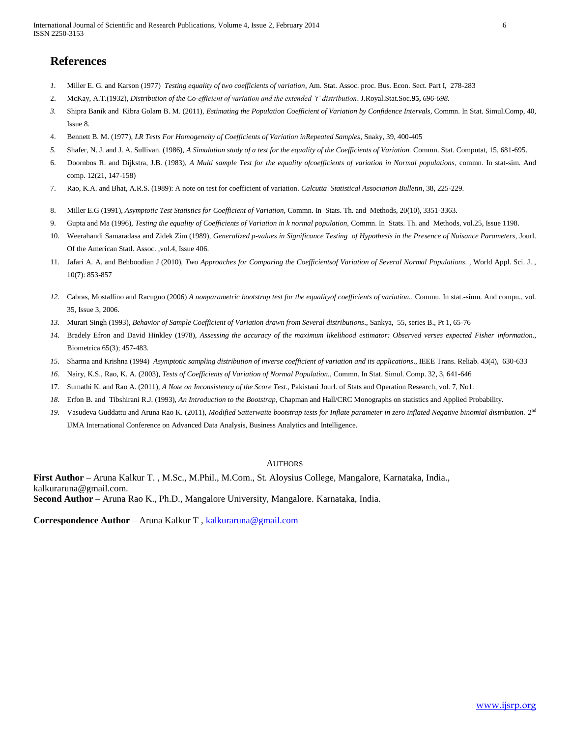## References

1. Miller E. G. and Karson (1977) *Testing equality of two coefficients of variation*, Am. Stat. Assoc. proc. Bus. Econ. Sect. Part I, 278-283
2. McKay, A.T.(1932), *Distribution of the Co-efficient of variation and the extended 't' distribution*. J.Royal.Stat.Soc.**95,** *696-698.*
3. Shipra Banik and Kibra Golam B. M. (2011), *Estimating the Population Coefficient of Variation by Confidence Intervals*, Commn. In Stat. Simul.Comp, 40, Issue 8.
4. Bennett B. M. (1977), *LR Tests For Homogeneity of Coefficients of Variation inRepeated Samples*, Snaky, 39, 400-405
5. Shafer, N. J. and J. A. Sullivan. (1986), *A Simulation study of a test for the equality of the Coefficients of Variation.* Commn. Stat. Computat, 15, 681-695.
6. Doornbos R. and Dijkstra, J.B. (1983), *A Multi sample Test for the equality ofcoefficients of variation in Normal populations*, commn. In stat-sim. And comp. 12(21, 147-158)
7. Rao, K.A. and Bhat, A.R.S. (1989): A note on test for coefficient of variation. *Calcutta Statistical Association Bulletin*, 38, 225-229.
8. Miller E.G (1991), *Asymptotic Test Statistics for Coefficient of Variation*, Commn. In Stats. Th. and Methods, 20(10), 3351-3363.
9. Gupta and Ma (1996), *Testing the equality of Coefficients of Variation in k normal population*, Commn. In Stats. Th. and Methods, vol.25, Issue 1198.
10. Weerahandi Samaradasa and Zidek Zim (1989), *Generalized p-values in Significance Testing of Hypothesis in the Presence of Nuisance Parameters*, Jourl. Of the American Statl. Assoc. ,vol.4, Issue 406.
11. Jafari A. A. and Behboodian J (2010), *Two Approaches for Comparing the Coefficientsof Variation of Several Normal Populations*. , World Appl. Sci. J. , 10(7): 853-857
12. Cabras, Mostallino and Racugno (2006) *A nonparametric bootstrap test for the equalityof coefficients of variation.*, Commu. In stat.-simu. And compu., vol. 35, Issue 3, 2006.
13. Murari Singh (1993), *Behavior of Sample Coefficient of Variation drawn from Several distributions*., Sankya, 55, series B., Pt 1, 65-76
14. Bradely Efron and David Hinkley (1978), *Assessing the accuracy of the maximum likelihood estimator: Observed verses expected Fisher information.*, Biometrica 65(3); 457-483.
15. Sharma and Krishna (1994) *Asymptotic sampling distribution of inverse coefficient of variation and its applications*., IEEE Trans. Reliab. 43(4), 630-633
16. Nairy, K.S., Rao, K. A. (2003), *Tests of Coefficients of Variation of Normal Population.*, Commn. In Stat. Simul. Comp. 32, 3, 641-646
17. Sumathi K. and Rao A. (2011), *A Note on Inconsistency of the Score Test.*, Pakistani Jourl. of Stats and Operation Research, vol. 7, No1.
18. Erfon B. and Tibshirani R.J. (1993), *An Introduction to the Bootstrap*, Chapman and Hall/CRC Monographs on statistics and Applied Probability.
19. Vasudeva Guddattu and Aruna Rao K. (2011), *Modified Satterwaite bootstrap tests for Inflate parameter in zero inflated Negative binomial distribution.* 2nd IJMA International Conference on Advanced Data Analysis, Business Analytics and Intelligence.

AUTHORS

**First Author** – Aruna Kalkur T. , M.Sc., M.Phil., M.Com., St. Aloysius College, Mangalore, Karnataka, India., kalkuraruna@gmail.com.

**Second Author** – Aruna Rao K., Ph.D., Mangalore University, Mangalore. Karnataka, India.

**Correspondence Author** – Aruna Kalkur T , kalkuraruna@gmail.com